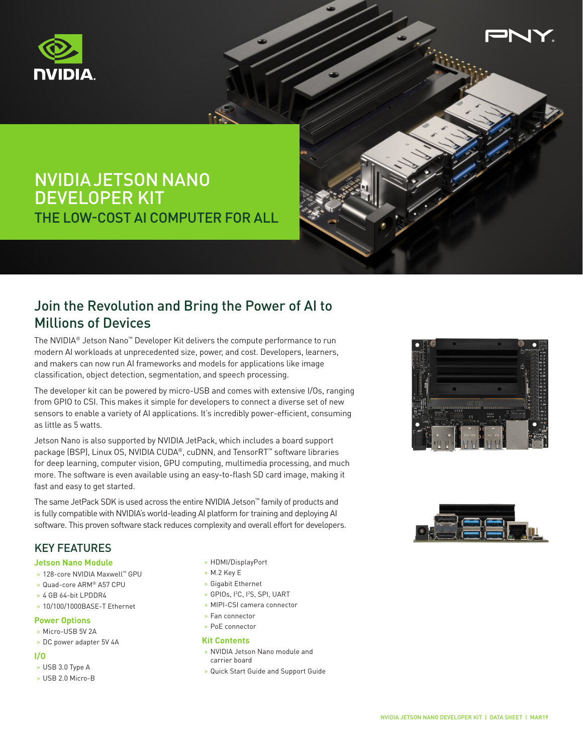# NVIDIA JETSON NANO DEVELOPER KIT

## THE LOW-COST AI COMPUTER FOR ALL

## Join the Revolution and Bring the Power of AI to Millions of Devices

The NVIDIA® Jetson Nano™ Developer Kit delivers the compute performance to run modern AI workloads at unprecedented size, power, and cost. Developers, learners, and makers can now run AI frameworks and models for applications like image classification, object detection, segmentation, and speech processing.

The developer kit can be powered by micro-USB and comes with extensive I/Os, ranging from GPIO to CSI. This makes it simple for developers to connect a diverse set of new sensors to enable a variety of AI applications. It's incredibly power-efficient, consuming as little as 5 watts.

Jetson Nano is also supported by NVIDIA JetPack, which includes a board support package (BSP), Linux OS, NVIDIA CUDA®, cuDNN, and TensorRT™ software libraries for deep learning, computer vision, GPU computing, multimedia processing, and much more. The software is even available using an easy-to-flash SD card image, making it fast and easy to get started.

The same JetPack SDK is used across the entire NVIDIA Jetson™ family of products and is fully compatible with NVIDIA's world-leading AI platform for training and deploying AI software. This proven software stack reduces complexity and overall effort for developers.

## KEY FEATURES

### Jetson Nano Module

- 128-core NVIDIA Maxwell™ GPU
- Quad-core ARM® A57 CPU
- 4 GB 64-bit LPDDR4
- 10/100/1000BASE-T Ethernet

### Power Options

- Micro-USB 5V 2A
- DC power adapter 5V 4A

### I/O

- USB 3.0 Type A
- USB 2.0 Micro-B
- HDMI/DisplayPort
- M.2 Key E
- Gigabit Ethernet
- GPIOs, I²C, I²S, SPI, UART
- MIPI-CSI camera connector
- Fan connector
- PoE connector

### Kit Contents

- NVIDIA Jetson Nano module and carrier board
- Quick Start Guide and Support Guide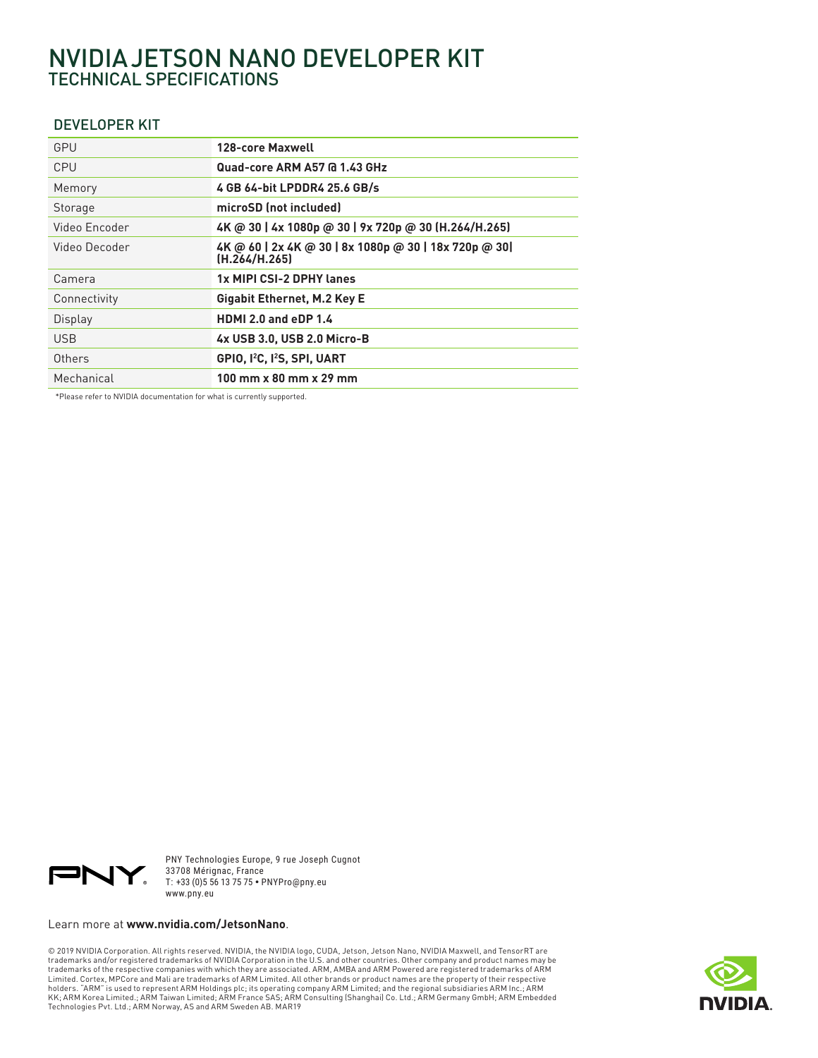# NVIDIA JETSON NANO DEVELOPER KIT
## TECHNICAL SPECIFICATIONS

### DEVELOPER KIT

| | |
|---|---|
| GPU | **128-core Maxwell** |
| CPU | **Quad-core ARM A57 @ 1.43 GHz** |
| Memory | **4 GB 64-bit LPDDR4 25.6 GB/s** |
| Storage | **microSD (not included)** |
| Video Encoder | **4K @ 30 \| 4x 1080p @ 30 \| 9x 720p @ 30 (H.264/H.265)** |
| Video Decoder | **4K @ 60 \| 2x 4K @ 30 \| 8x 1080p @ 30 \| 18x 720p @ 30\| (H.264/H.265)** |
| Camera | **1x MIPI CSI-2 DPHY lanes** |
| Connectivity | **Gigabit Ethernet, M.2 Key E** |
| Display | **HDMI 2.0 and eDP 1.4** |
| USB | **4x USB 3.0, USB 2.0 Micro-B** |
| Others | **GPIO, I²C, I²S, SPI, UART** |
| Mechanical | **100 mm x 80 mm x 29 mm** |

*Please refer to NVIDIA documentation for what is currently supported.

PNY Technologies Europe, 9 rue Joseph Cugnot
33708 Mérignac, France
T: +33 (0)5 56 13 75 75 • PNYPro@pny.eu
www.pny.eu

Learn more at **www.nvidia.com/JetsonNano**.

© 2019 NVIDIA Corporation. All rights reserved. NVIDIA, the NVIDIA logo, CUDA, Jetson, Jetson Nano, NVIDIA Maxwell, and TensorRT are trademarks and/or registered trademarks of NVIDIA Corporation in the U.S. and other countries. Other company and product names may be trademarks of the respective companies with which they are associated. ARM, AMBA and ARM Powered are registered trademarks of ARM Limited. Cortex, MPCore and Mali are trademarks of ARM Limited. All other brands or product names are the property of their respective holders. "ARM" is used to represent ARM Holdings plc; its operating company ARM Limited; and the regional subsidiaries ARM Inc.; ARM KK; ARM Korea Limited.; ARM Taiwan Limited; ARM France SAS; ARM Consulting (Shanghai) Co. Ltd.; ARM Germany GmbH; ARM Embedded Technologies Pvt. Ltd.; ARM Norway, AS and ARM Sweden AB. MAR19